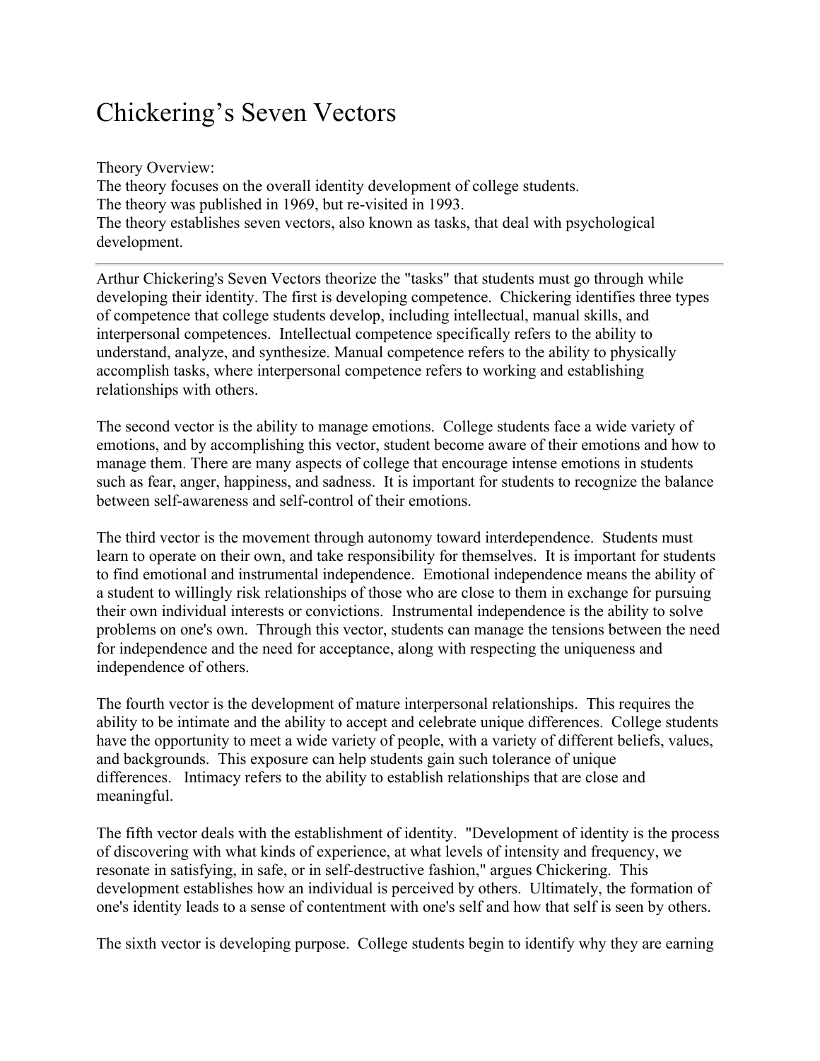# Chickering's Seven Vectors

Theory Overview:
The theory focuses on the overall identity development of college students.
The theory was published in 1969, but re-visited in 1993.
The theory establishes seven vectors, also known as tasks, that deal with psychological development.

---

Arthur Chickering's Seven Vectors theorize the "tasks" that students must go through while developing their identity. The first is developing competence. Chickering identifies three types of competence that college students develop, including intellectual, manual skills, and interpersonal competences. Intellectual competence specifically refers to the ability to understand, analyze, and synthesize. Manual competence refers to the ability to physically accomplish tasks, where interpersonal competence refers to working and establishing relationships with others.

The second vector is the ability to manage emotions. College students face a wide variety of emotions, and by accomplishing this vector, student become aware of their emotions and how to manage them. There are many aspects of college that encourage intense emotions in students such as fear, anger, happiness, and sadness. It is important for students to recognize the balance between self-awareness and self-control of their emotions.

The third vector is the movement through autonomy toward interdependence. Students must learn to operate on their own, and take responsibility for themselves. It is important for students to find emotional and instrumental independence. Emotional independence means the ability of a student to willingly risk relationships of those who are close to them in exchange for pursuing their own individual interests or convictions. Instrumental independence is the ability to solve problems on one's own. Through this vector, students can manage the tensions between the need for independence and the need for acceptance, along with respecting the uniqueness and independence of others.

The fourth vector is the development of mature interpersonal relationships. This requires the ability to be intimate and the ability to accept and celebrate unique differences. College students have the opportunity to meet a wide variety of people, with a variety of different beliefs, values, and backgrounds. This exposure can help students gain such tolerance of unique differences. Intimacy refers to the ability to establish relationships that are close and meaningful.

The fifth vector deals with the establishment of identity. "Development of identity is the process of discovering with what kinds of experience, at what levels of intensity and frequency, we resonate in satisfying, in safe, or in self-destructive fashion," argues Chickering. This development establishes how an individual is perceived by others. Ultimately, the formation of one's identity leads to a sense of contentment with one's self and how that self is seen by others.

The sixth vector is developing purpose. College students begin to identify why they are earning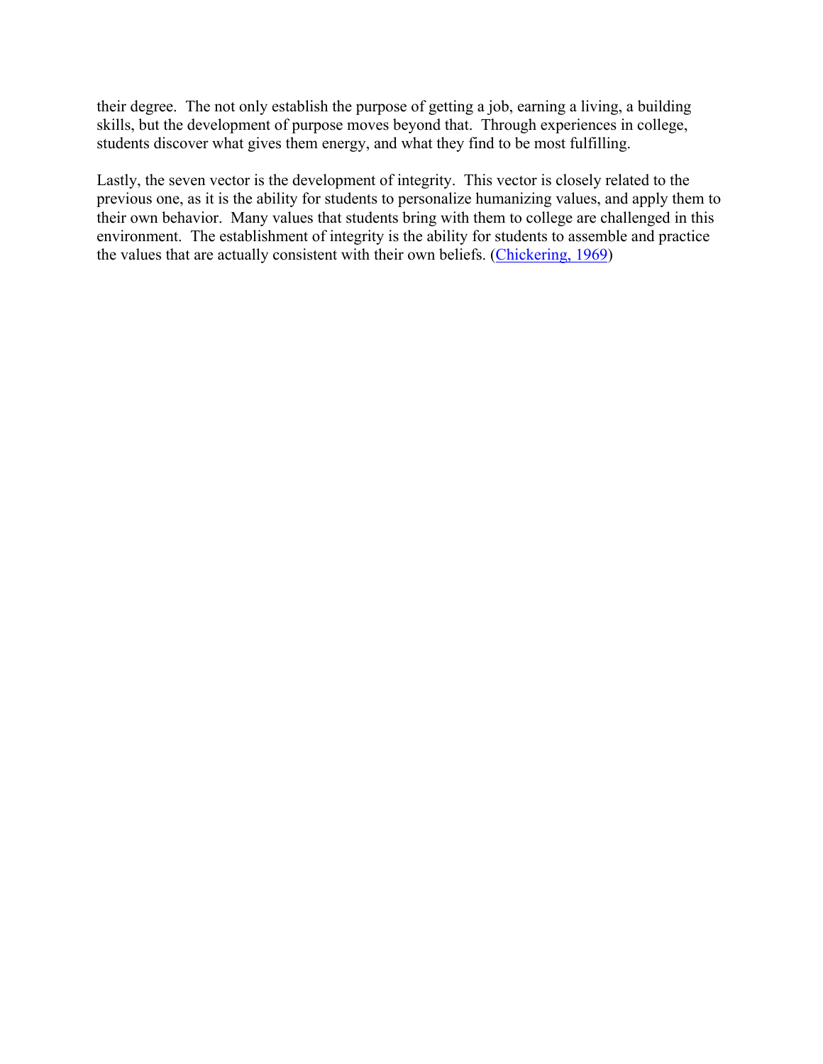their degree. The not only establish the purpose of getting a job, earning a living, a building skills, but the development of purpose moves beyond that. Through experiences in college, students discover what gives them energy, and what they find to be most fulfilling.

Lastly, the seven vector is the development of integrity. This vector is closely related to the previous one, as it is the ability for students to personalize humanizing values, and apply them to their own behavior. Many values that students bring with them to college are challenged in this environment. The establishment of integrity is the ability for students to assemble and practice the values that are actually consistent with their own beliefs. (Chickering, 1969)